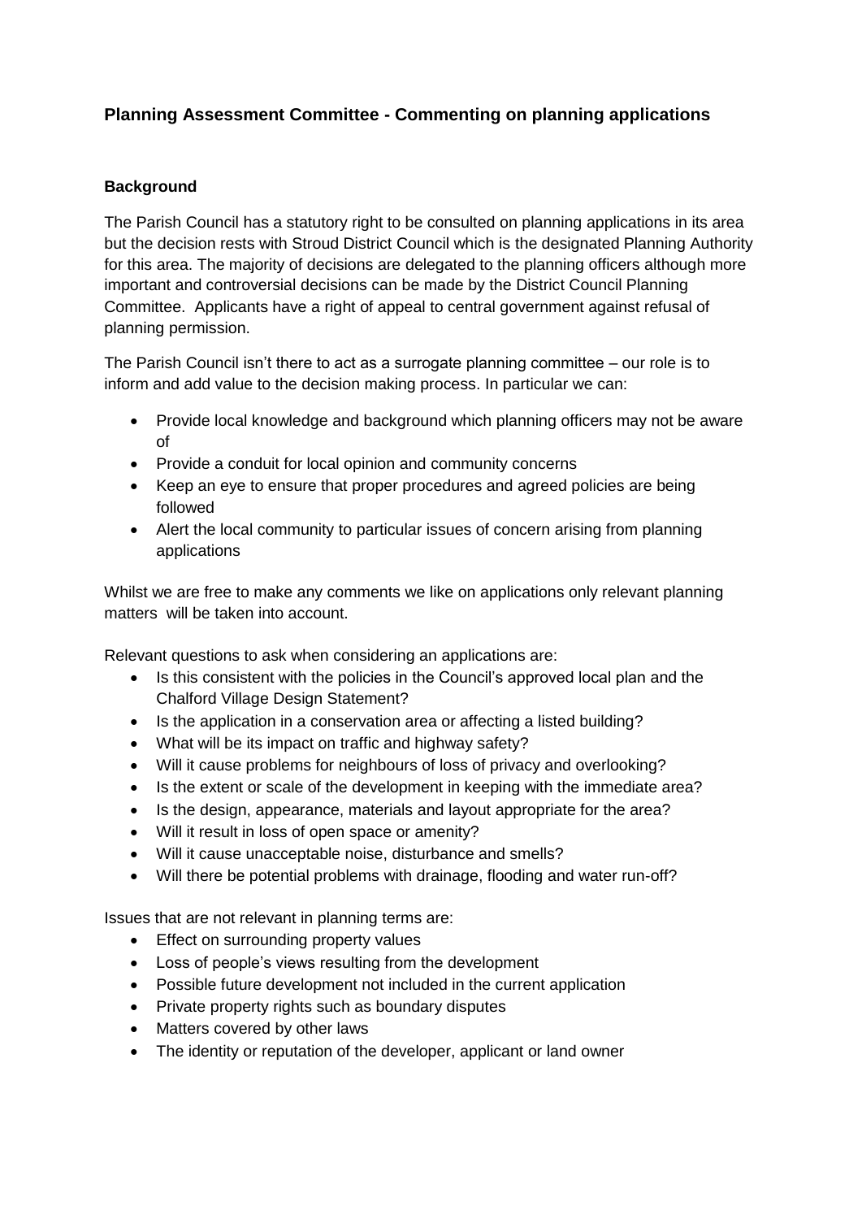# Planning Assessment Committee - Commenting on planning applications

### Background

The Parish Council has a statutory right to be consulted on planning applications in its area but the decision rests with Stroud District Council which is the designated Planning Authority for this area. The majority of decisions are delegated to the planning officers although more important and controversial decisions can be made by the District Council Planning Committee. Applicants have a right of appeal to central government against refusal of planning permission.

The Parish Council isn't there to act as a surrogate planning committee – our role is to inform and add value to the decision making process. In particular we can:

- Provide local knowledge and background which planning officers may not be aware of
- Provide a conduit for local opinion and community concerns
- Keep an eye to ensure that proper procedures and agreed policies are being followed
- Alert the local community to particular issues of concern arising from planning applications

Whilst we are free to make any comments we like on applications only relevant planning matters will be taken into account.

Relevant questions to ask when considering an applications are:

- Is this consistent with the policies in the Council's approved local plan and the Chalford Village Design Statement?
- Is the application in a conservation area or affecting a listed building?
- What will be its impact on traffic and highway safety?
- Will it cause problems for neighbours of loss of privacy and overlooking?
- Is the extent or scale of the development in keeping with the immediate area?
- Is the design, appearance, materials and layout appropriate for the area?
- Will it result in loss of open space or amenity?
- Will it cause unacceptable noise, disturbance and smells?
- Will there be potential problems with drainage, flooding and water run-off?

Issues that are not relevant in planning terms are:

- Effect on surrounding property values
- Loss of people's views resulting from the development
- Possible future development not included in the current application
- Private property rights such as boundary disputes
- Matters covered by other laws
- The identity or reputation of the developer, applicant or land owner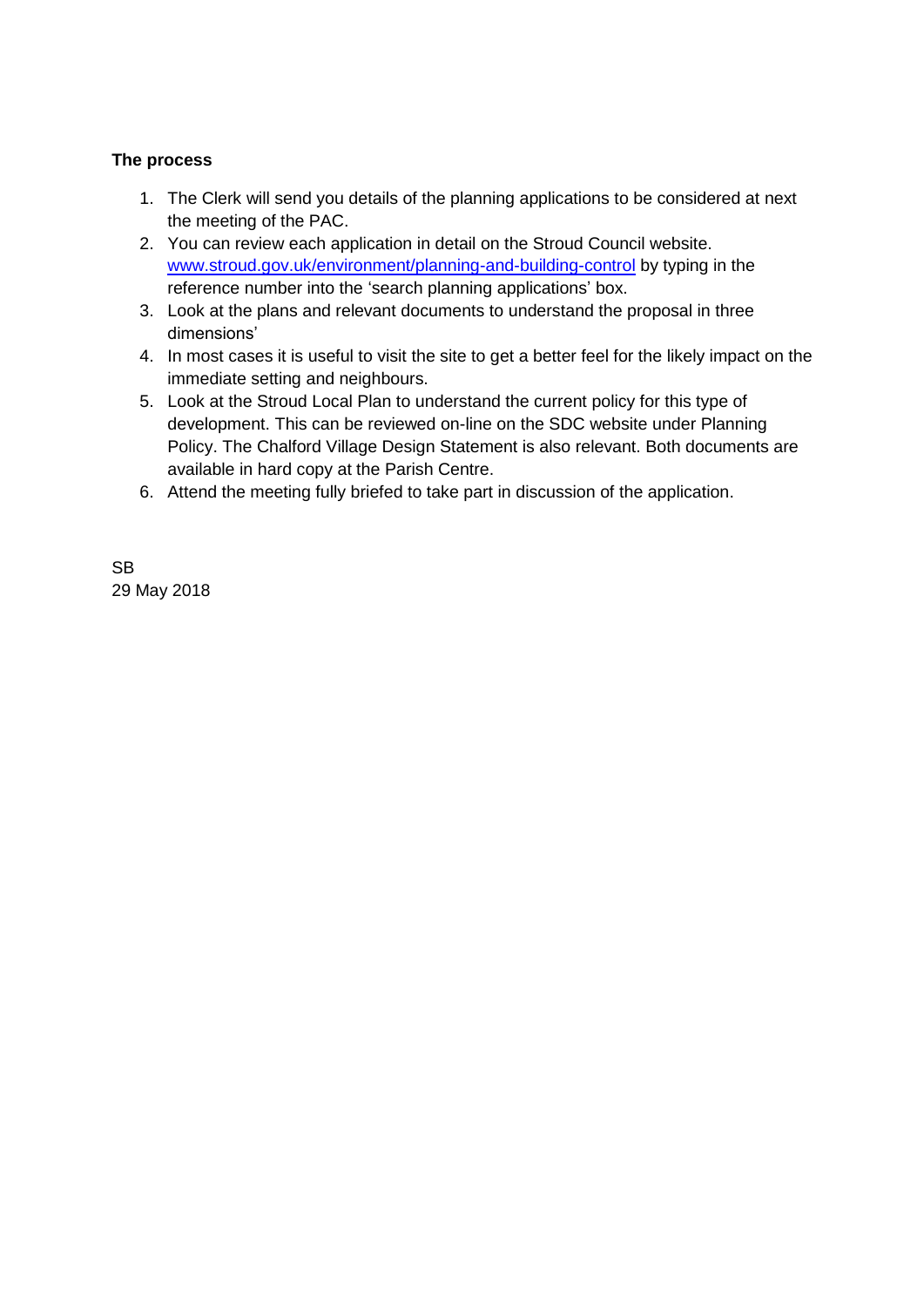**The process**

1. The Clerk will send you details of the planning applications to be considered at next the meeting of the PAC.
2. You can review each application in detail on the Stroud Council website. [www.stroud.gov.uk/environment/planning-and-building-control](www.stroud.gov.uk/environment/planning-and-building-control) by typing in the reference number into the 'search planning applications' box.
3. Look at the plans and relevant documents to understand the proposal in three dimensions'
4. In most cases it is useful to visit the site to get a better feel for the likely impact on the immediate setting and neighbours.
5. Look at the Stroud Local Plan to understand the current policy for this type of development. This can be reviewed on-line on the SDC website under Planning Policy. The Chalford Village Design Statement is also relevant. Both documents are available in hard copy at the Parish Centre.
6. Attend the meeting fully briefed to take part in discussion of the application.

SB
29 May 2018